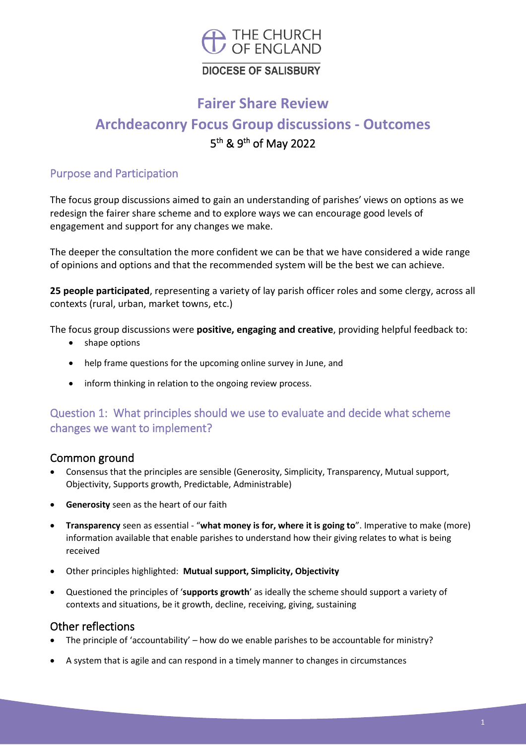THE CHURCH OF ENGLAND

DIOCESE OF SALISBURY

# Fairer Share Review

# Archdeaconry Focus Group discussions - Outcomes

5th & 9th of May 2022

## Purpose and Participation

The focus group discussions aimed to gain an understanding of parishes' views on options as we redesign the fairer share scheme and to explore ways we can encourage good levels of engagement and support for any changes we make.

The deeper the consultation the more confident we can be that we have considered a wide range of opinions and options and that the recommended system will be the best we can achieve.

**25 people participated**, representing a variety of lay parish officer roles and some clergy, across all contexts (rural, urban, market towns, etc.)

The focus group discussions were **positive, engaging and creative**, providing helpful feedback to:

- shape options
- help frame questions for the upcoming online survey in June, and
- inform thinking in relation to the ongoing review process.

## Question 1: What principles should we use to evaluate and decide what scheme changes we want to implement?

### Common ground

- Consensus that the principles are sensible (Generosity, Simplicity, Transparency, Mutual support, Objectivity, Supports growth, Predictable, Administrable)
- **Generosity** seen as the heart of our faith
- **Transparency** seen as essential - "**what money is for, where it is going to**". Imperative to make (more) information available that enable parishes to understand how their giving relates to what is being received
- Other principles highlighted: **Mutual support, Simplicity, Objectivity**
- Questioned the principles of '**supports growth**' as ideally the scheme should support a variety of contexts and situations, be it growth, decline, receiving, giving, sustaining

### Other reflections

- The principle of 'accountability' – how do we enable parishes to be accountable for ministry?
- A system that is agile and can respond in a timely manner to changes in circumstances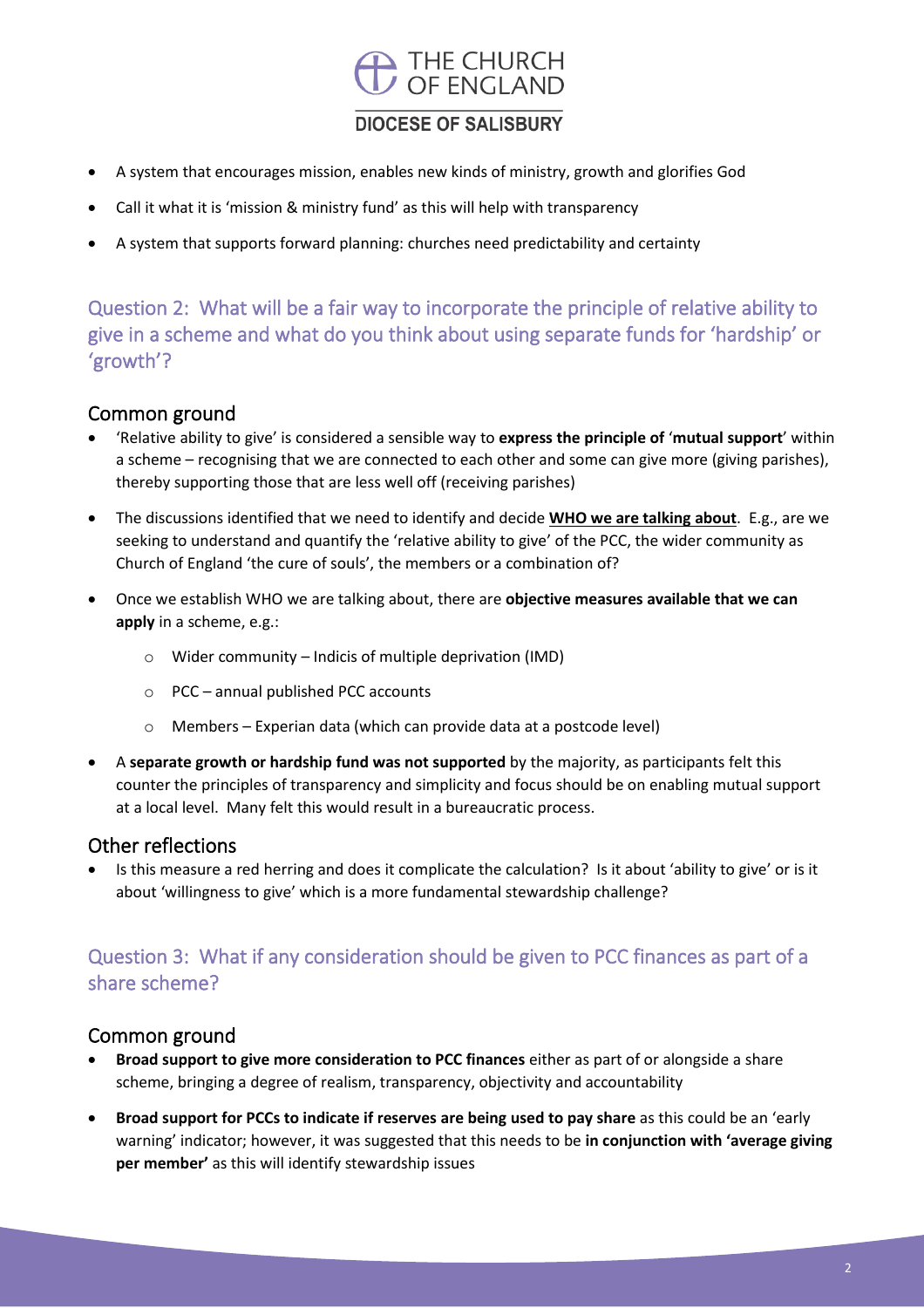- A system that encourages mission, enables new kinds of ministry, growth and glorifies God
- Call it what it is 'mission & ministry fund' as this will help with transparency
- A system that supports forward planning: churches need predictability and certainty

## Question 2: What will be a fair way to incorporate the principle of relative ability to give in a scheme and what do you think about using separate funds for 'hardship' or 'growth'?

### Common ground

- 'Relative ability to give' is considered a sensible way to **express the principle of** '**mutual support**' within a scheme – recognising that we are connected to each other and some can give more (giving parishes), thereby supporting those that are less well off (receiving parishes)
- The discussions identified that we need to identify and decide **WHO we are talking about**. E.g., are we seeking to understand and quantify the 'relative ability to give' of the PCC, the wider community as Church of England 'the cure of souls', the members or a combination of?
- Once we establish WHO we are talking about, there are **objective measures available that we can apply** in a scheme, e.g.:
    - Wider community – Indicis of multiple deprivation (IMD)
    - PCC – annual published PCC accounts
    - Members – Experian data (which can provide data at a postcode level)
- A **separate growth or hardship fund was not supported** by the majority, as participants felt this counter the principles of transparency and simplicity and focus should be on enabling mutual support at a local level. Many felt this would result in a bureaucratic process.

### Other reflections

- Is this measure a red herring and does it complicate the calculation? Is it about 'ability to give' or is it about 'willingness to give' which is a more fundamental stewardship challenge?

## Question 3: What if any consideration should be given to PCC finances as part of a share scheme?

### Common ground

- **Broad support to give more consideration to PCC finances** either as part of or alongside a share scheme, bringing a degree of realism, transparency, objectivity and accountability
- **Broad support for PCCs to indicate if reserves are being used to pay share** as this could be an 'early warning' indicator; however, it was suggested that this needs to be **in conjunction with 'average giving per member'** as this will identify stewardship issues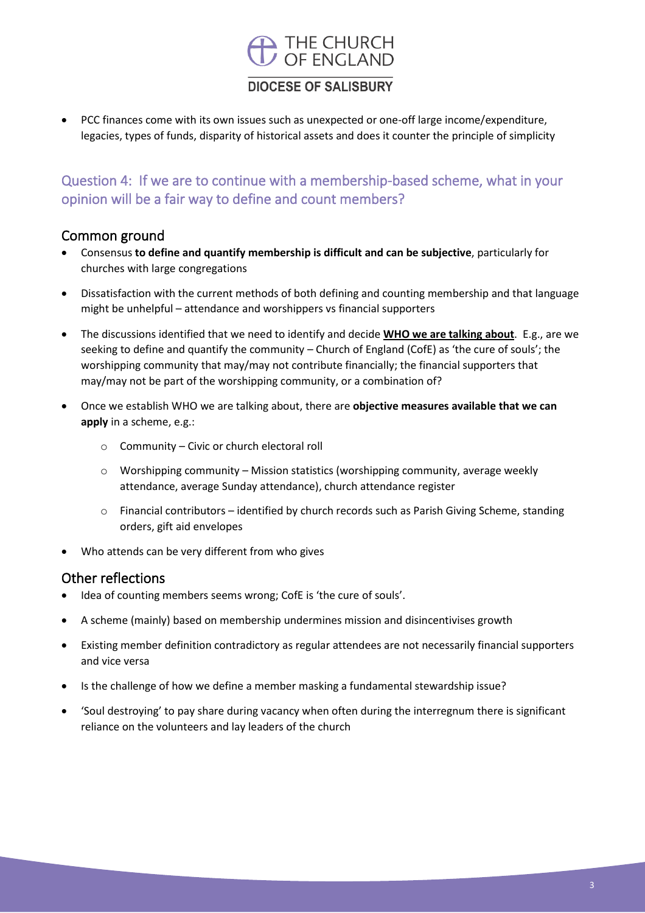- PCC finances come with its own issues such as unexpected or one-off large income/expenditure, legacies, types of funds, disparity of historical assets and does it counter the principle of simplicity

## Question 4: If we are to continue with a membership-based scheme, what in your opinion will be a fair way to define and count members?

### Common ground

- Consensus **to define and quantify membership is difficult and can be subjective**, particularly for churches with large congregations
- Dissatisfaction with the current methods of both defining and counting membership and that language might be unhelpful – attendance and worshippers vs financial supporters
- The discussions identified that we need to identify and decide **<u>WHO we are talking about</u>**. E.g., are we seeking to define and quantify the community – Church of England (CofE) as 'the cure of souls'; the worshipping community that may/may not contribute financially; the financial supporters that may/may not be part of the worshipping community, or a combination of?
- Once we establish WHO we are talking about, there are **objective measures available that we can apply** in a scheme, e.g.:
  - Community – Civic or church electoral roll
  - Worshipping community – Mission statistics (worshipping community, average weekly attendance, average Sunday attendance), church attendance register
  - Financial contributors – identified by church records such as Parish Giving Scheme, standing orders, gift aid envelopes
- Who attends can be very different from who gives

### Other reflections

- Idea of counting members seems wrong; CofE is 'the cure of souls'.
- A scheme (mainly) based on membership undermines mission and disincentivises growth
- Existing member definition contradictory as regular attendees are not necessarily financial supporters and vice versa
- Is the challenge of how we define a member masking a fundamental stewardship issue?
- 'Soul destroying' to pay share during vacancy when often during the interregnum there is significant reliance on the volunteers and lay leaders of the church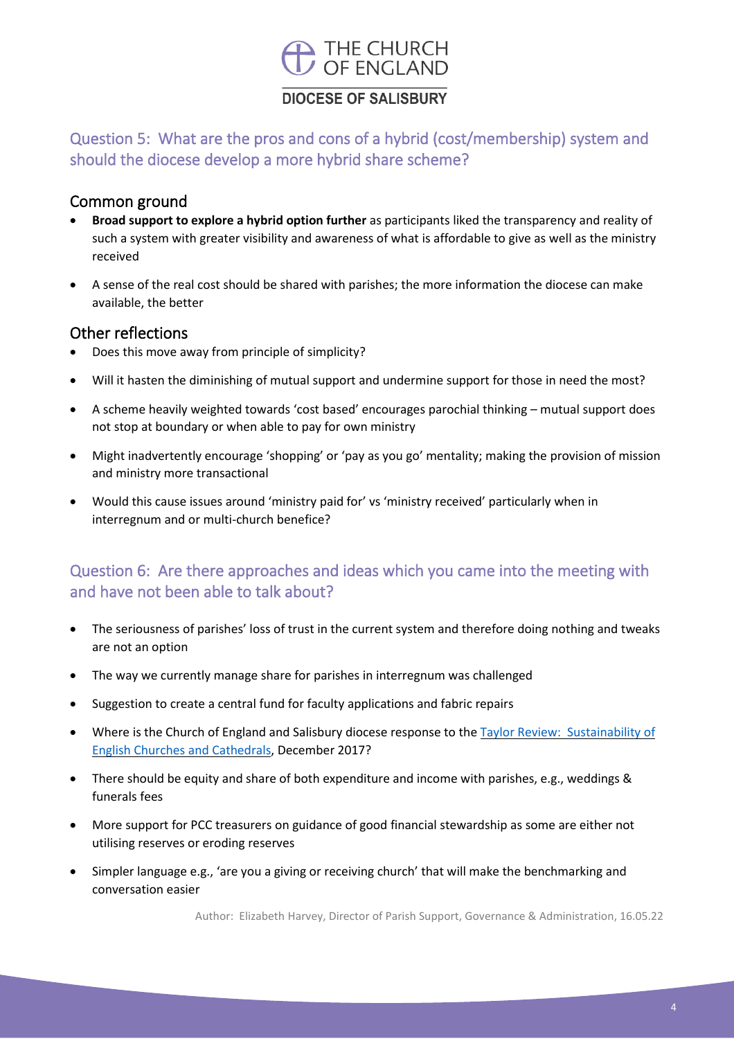## Question 5: What are the pros and cons of a hybrid (cost/membership) system and should the diocese develop a more hybrid share scheme?

### Common ground

- **Broad support to explore a hybrid option further** as participants liked the transparency and reality of such a system with greater visibility and awareness of what is affordable to give as well as the ministry received
- A sense of the real cost should be shared with parishes; the more information the diocese can make available, the better

### Other reflections

- Does this move away from principle of simplicity?
- Will it hasten the diminishing of mutual support and undermine support for those in need the most?
- A scheme heavily weighted towards 'cost based' encourages parochial thinking – mutual support does not stop at boundary or when able to pay for own ministry
- Might inadvertently encourage 'shopping' or 'pay as you go' mentality; making the provision of mission and ministry more transactional
- Would this cause issues around 'ministry paid for' vs 'ministry received' particularly when in interregnum and or multi-church benefice?

## Question 6: Are there approaches and ideas which you came into the meeting with and have not been able to talk about?

- The seriousness of parishes' loss of trust in the current system and therefore doing nothing and tweaks are not an option
- The way we currently manage share for parishes in interregnum was challenged
- Suggestion to create a central fund for faculty applications and fabric repairs
- Where is the Church of England and Salisbury diocese response to the Taylor Review: Sustainability of English Churches and Cathedrals, December 2017?
- There should be equity and share of both expenditure and income with parishes, e.g., weddings & funerals fees
- More support for PCC treasurers on guidance of good financial stewardship as some are either not utilising reserves or eroding reserves
- Simpler language e.g., 'are you a giving or receiving church' that will make the benchmarking and conversation easier

Author: Elizabeth Harvey, Director of Parish Support, Governance & Administration, 16.05.22